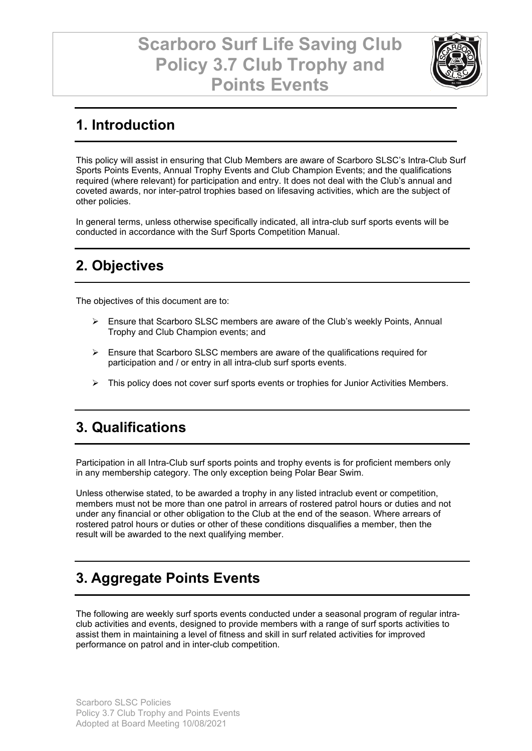# Scarboro Surf Life Saving Club Policy 3.7 Club Trophy and Points Events

## 1. Introduction

This policy will assist in ensuring that Club Members are aware of Scarboro SLSC's Intra-Club Surf Sports Points Events, Annual Trophy Events and Club Champion Events; and the qualifications required (where relevant) for participation and entry. It does not deal with the Club's annual and coveted awards, nor inter-patrol trophies based on lifesaving activities, which are the subject of other policies.

In general terms, unless otherwise specifically indicated, all intra-club surf sports events will be conducted in accordance with the Surf Sports Competition Manual.

## 2. Objectives

The objectives of this document are to:

- Ensure that Scarboro SLSC members are aware of the Club's weekly Points, Annual Trophy and Club Champion events; and
- Ensure that Scarboro SLSC members are aware of the qualifications required for participation and / or entry in all intra-club surf sports events.
- This policy does not cover surf sports events or trophies for Junior Activities Members.

## 3. Qualifications

Participation in all Intra-Club surf sports points and trophy events is for proficient members only in any membership category. The only exception being Polar Bear Swim.

Unless otherwise stated, to be awarded a trophy in any listed intraclub event or competition, members must not be more than one patrol in arrears of rostered patrol hours or duties and not under any financial or other obligation to the Club at the end of the season. Where arrears of rostered patrol hours or duties or other of these conditions disqualifies a member, then the result will be awarded to the next qualifying member.

## 3. Aggregate Points Events

The following are weekly surf sports events conducted under a seasonal program of regular intra-club activities and events, designed to provide members with a range of surf sports activities to assist them in maintaining a level of fitness and skill in surf related activities for improved performance on patrol and in inter-club competition.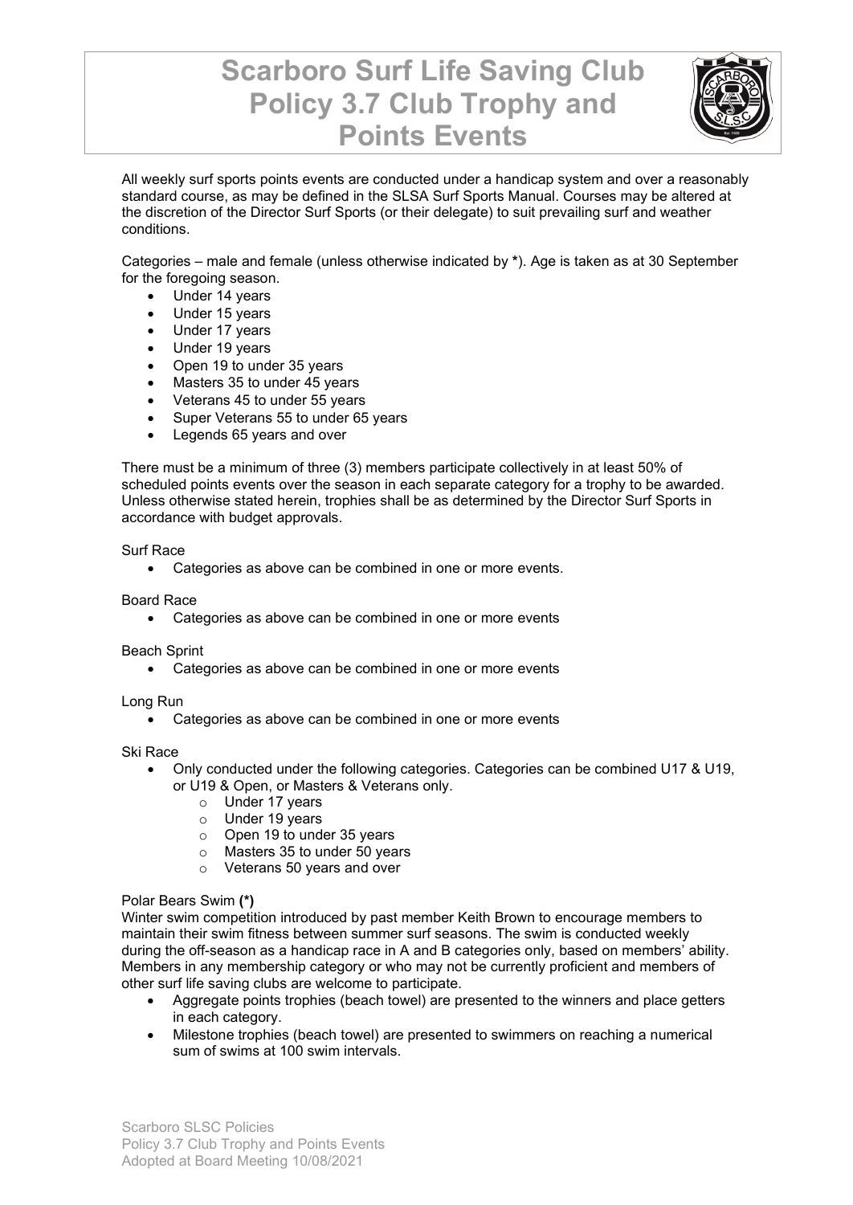# Scarboro Surf Life Saving Club Policy 3.7 Club Trophy and Points Events

All weekly surf sports points events are conducted under a handicap system and over a reasonably standard course, as may be defined in the SLSA Surf Sports Manual. Courses may be altered at the discretion of the Director Surf Sports (or their delegate) to suit prevailing surf and weather conditions.

Categories – male and female (unless otherwise indicated by **\***). Age is taken as at 30 September for the foregoing season.

- Under 14 years
- Under 15 years
- Under 17 years
- Under 19 years
- Open 19 to under 35 years
- Masters 35 to under 45 years
- Veterans 45 to under 55 years
- Super Veterans 55 to under 65 years
- Legends 65 years and over

There must be a minimum of three (3) members participate collectively in at least 50% of scheduled points events over the season in each separate category for a trophy to be awarded. Unless otherwise stated herein, trophies shall be as determined by the Director Surf Sports in accordance with budget approvals.

Surf Race

- Categories as above can be combined in one or more events.

Board Race

- Categories as above can be combined in one or more events

Beach Sprint

- Categories as above can be combined in one or more events

Long Run

- Categories as above can be combined in one or more events

Ski Race

- Only conducted under the following categories. Categories can be combined U17 & U19, or U19 & Open, or Masters & Veterans only.
  - Under 17 years
  - Under 19 years
  - Open 19 to under 35 years
  - Masters 35 to under 50 years
  - Veterans 50 years and over

Polar Bears Swim **(\*)**

Winter swim competition introduced by past member Keith Brown to encourage members to maintain their swim fitness between summer surf seasons. The swim is conducted weekly during the off-season as a handicap race in A and B categories only, based on members' ability. Members in any membership category or who may not be currently proficient and members of other surf life saving clubs are welcome to participate.

- Aggregate points trophies (beach towel) are presented to the winners and place getters in each category.
- Milestone trophies (beach towel) are presented to swimmers on reaching a numerical sum of swims at 100 swim intervals.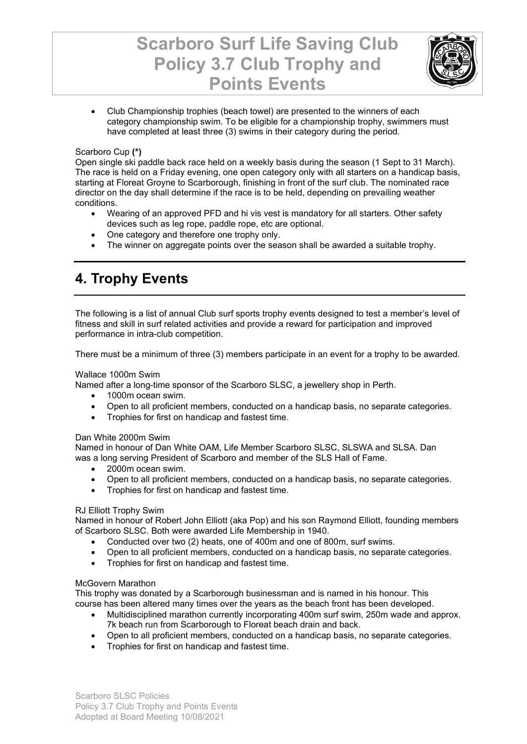- Club Championship trophies (beach towel) are presented to the winners of each category championship swim. To be eligible for a championship trophy, swimmers must have completed at least three (3) swims in their category during the period.

Scarboro Cup **(*)**

Open single ski paddle back race held on a weekly basis during the season (1 Sept to 31 March). The race is held on a Friday evening, one open category only with all starters on a handicap basis, starting at Floreat Groyne to Scarborough, finishing in front of the surf club. The nominated race director on the day shall determine if the race is to be held, depending on prevailing weather conditions.

- Wearing of an approved PFD and hi vis vest is mandatory for all starters. Other safety devices such as leg rope, paddle rope, etc are optional.
- One category and therefore one trophy only.
- The winner on aggregate points over the season shall be awarded a suitable trophy.

## 4. Trophy Events

The following is a list of annual Club surf sports trophy events designed to test a member's level of fitness and skill in surf related activities and provide a reward for participation and improved performance in intra-club competition.

There must be a minimum of three (3) members participate in an event for a trophy to be awarded.

Wallace 1000m Swim

Named after a long-time sponsor of the Scarboro SLSC, a jewellery shop in Perth.

- 1000m ocean swim.
- Open to all proficient members, conducted on a handicap basis, no separate categories.
- Trophies for first on handicap and fastest time.

Dan White 2000m Swim

Named in honour of Dan White OAM, Life Member Scarboro SLSC, SLSWA and SLSA. Dan was a long serving President of Scarboro and member of the SLS Hall of Fame.

- 2000m ocean swim.
- Open to all proficient members, conducted on a handicap basis, no separate categories.
- Trophies for first on handicap and fastest time.

RJ Elliott Trophy Swim

Named in honour of Robert John Elliott (aka Pop) and his son Raymond Elliott, founding members of Scarboro SLSC. Both were awarded Life Membership in 1940.

- Conducted over two (2) heats, one of 400m and one of 800m, surf swims.
- Open to all proficient members, conducted on a handicap basis, no separate categories.
- Trophies for first on handicap and fastest time.

McGovern Marathon

This trophy was donated by a Scarborough businessman and is named in his honour. This course has been altered many times over the years as the beach front has been developed.

- Multidisciplined marathon currently incorporating 400m surf swim, 250m wade and approx. 7k beach run from Scarborough to Floreat beach drain and back.
- Open to all proficient members, conducted on a handicap basis, no separate categories.
- Trophies for first on handicap and fastest time.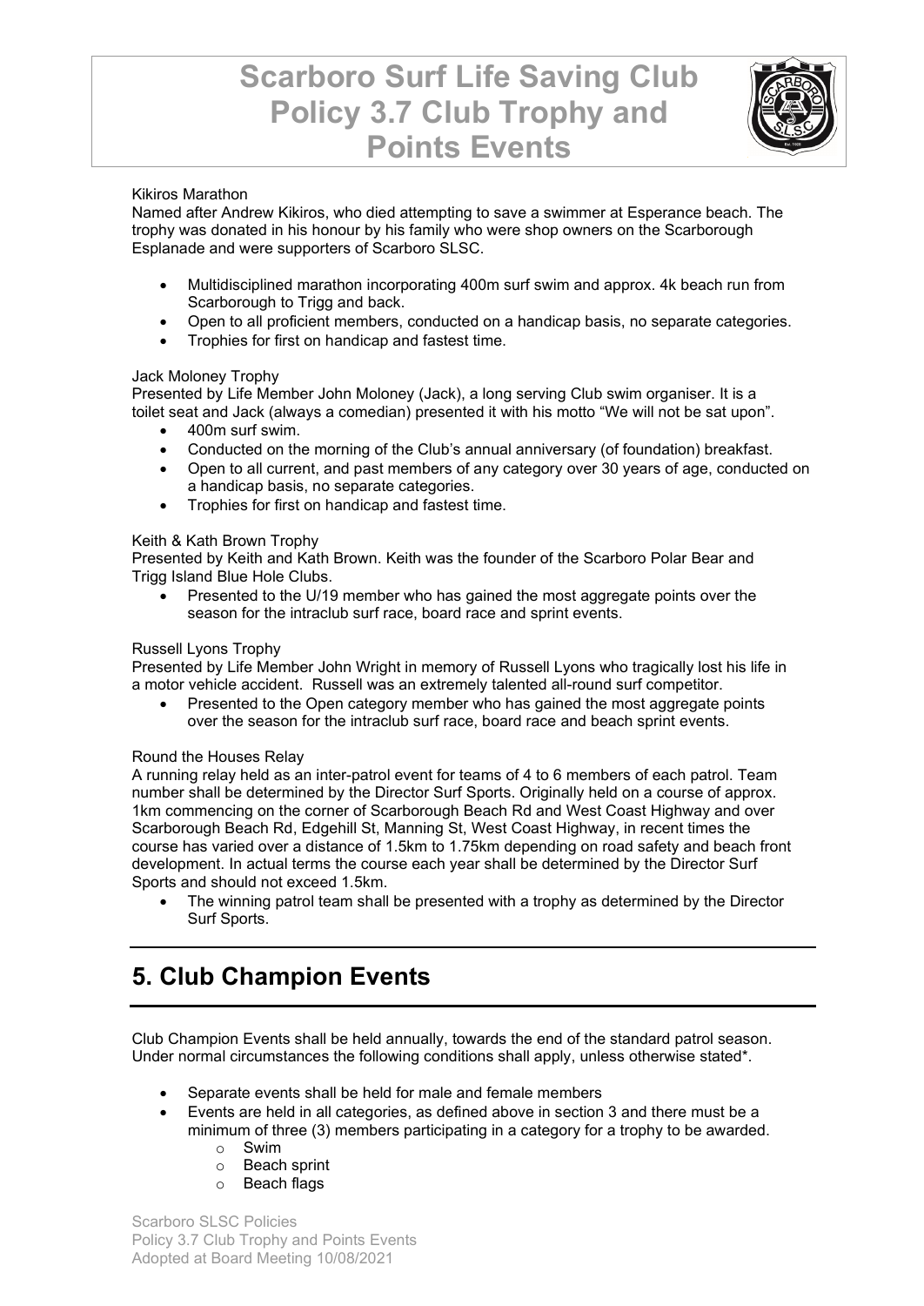Kikiros Marathon

Named after Andrew Kikiros, who died attempting to save a swimmer at Esperance beach. The trophy was donated in his honour by his family who were shop owners on the Scarborough Esplanade and were supporters of Scarboro SLSC.

- Multidisciplined marathon incorporating 400m surf swim and approx. 4k beach run from Scarborough to Trigg and back.
- Open to all proficient members, conducted on a handicap basis, no separate categories.
- Trophies for first on handicap and fastest time.

Jack Moloney Trophy

Presented by Life Member John Moloney (Jack), a long serving Club swim organiser. It is a toilet seat and Jack (always a comedian) presented it with his motto "We will not be sat upon".

- 400m surf swim.
- Conducted on the morning of the Club's annual anniversary (of foundation) breakfast.
- Open to all current, and past members of any category over 30 years of age, conducted on a handicap basis, no separate categories.
- Trophies for first on handicap and fastest time.

Keith & Kath Brown Trophy

Presented by Keith and Kath Brown. Keith was the founder of the Scarboro Polar Bear and Trigg Island Blue Hole Clubs.

- Presented to the U/19 member who has gained the most aggregate points over the season for the intraclub surf race, board race and sprint events.

Russell Lyons Trophy

Presented by Life Member John Wright in memory of Russell Lyons who tragically lost his life in a motor vehicle accident. Russell was an extremely talented all-round surf competitor.

- Presented to the Open category member who has gained the most aggregate points over the season for the intraclub surf race, board race and beach sprint events.

Round the Houses Relay

A running relay held as an inter-patrol event for teams of 4 to 6 members of each patrol. Team number shall be determined by the Director Surf Sports. Originally held on a course of approx. 1km commencing on the corner of Scarborough Beach Rd and West Coast Highway and over Scarborough Beach Rd, Edgehill St, Manning St, West Coast Highway, in recent times the course has varied over a distance of 1.5km to 1.75km depending on road safety and beach front development. In actual terms the course each year shall be determined by the Director Surf Sports and should not exceed 1.5km.

- The winning patrol team shall be presented with a trophy as determined by the Director Surf Sports.

## 5. Club Champion Events

Club Champion Events shall be held annually, towards the end of the standard patrol season. Under normal circumstances the following conditions shall apply, unless otherwise stated*.

- Separate events shall be held for male and female members
- Events are held in all categories, as defined above in section 3 and there must be a minimum of three (3) members participating in a category for a trophy to be awarded.
  - Swim
  - Beach sprint
  - Beach flags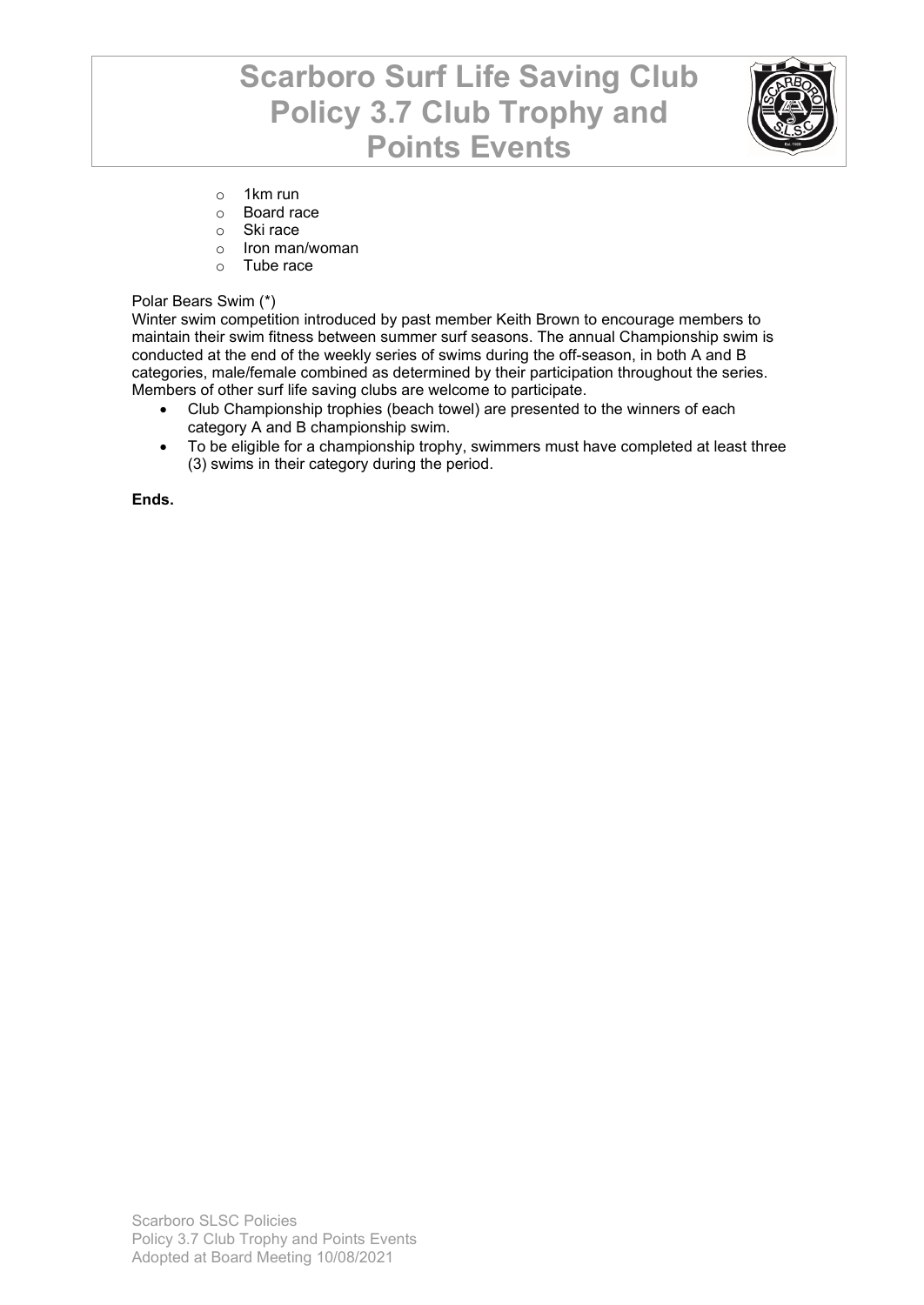- 1km run
- Board race
- Ski race
- Iron man/woman
- Tube race

Polar Bears Swim (*)

Winter swim competition introduced by past member Keith Brown to encourage members to maintain their swim fitness between summer surf seasons. The annual Championship swim is conducted at the end of the weekly series of swims during the off-season, in both A and B categories, male/female combined as determined by their participation throughout the series. Members of other surf life saving clubs are welcome to participate.

- Club Championship trophies (beach towel) are presented to the winners of each category A and B championship swim.
- To be eligible for a championship trophy, swimmers must have completed at least three (3) swims in their category during the period.

**Ends.**